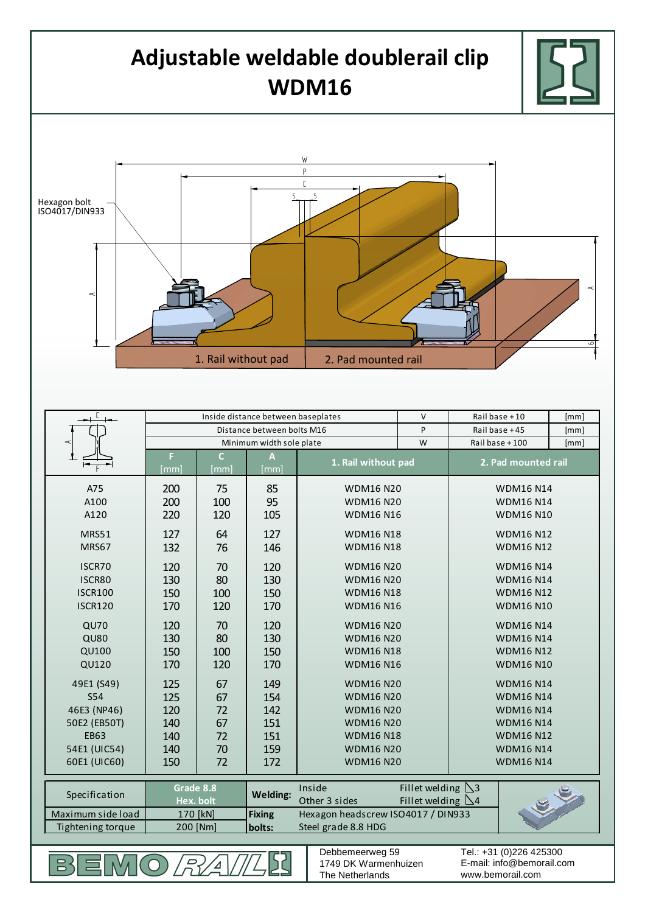# Adjustable weldable doublerail clip WDM16

Hexagon bolt ISO4017/DIN933

1. Rail without pad | 2. Pad mounted rail

| | Inside distance between baseplates | | | | V | Rail base +10 | [mm] |
|---|---|---|---|---|---|---|---|
| | Distance between bolts M16 | | | | P | Rail base +45 | [mm] |
| | Minimum width sole plate | | | | W | Rail base +100 | [mm] |
| | **F** [mm] | **C** [mm] | **A** [mm] | **1. Rail without pad** | | **2. Pad mounted rail** | |
| A75 | 200 | 75 | 85 | WDM16 N20 | | WDM16 N14 | |
| A100 | 200 | 100 | 95 | WDM16 N20 | | WDM16 N14 | |
| A120 | 220 | 120 | 105 | WDM16 N16 | | WDM16 N10 | |
| MRS51 | 127 | 64 | 127 | WDM16 N18 | | WDM16 N12 | |
| MRS67 | 132 | 76 | 146 | WDM16 N18 | | WDM16 N12 | |
| ISCR70 | 120 | 70 | 120 | WDM16 N20 | | WDM16 N14 | |
| ISCR80 | 130 | 80 | 130 | WDM16 N20 | | WDM16 N14 | |
| ISCR100 | 150 | 100 | 150 | WDM16 N18 | | WDM16 N12 | |
| ISCR120 | 170 | 120 | 170 | WDM16 N16 | | WDM16 N10 | |
| QU70 | 120 | 70 | 120 | WDM16 N20 | | WDM16 N14 | |
| QU80 | 130 | 80 | 130 | WDM16 N20 | | WDM16 N14 | |
| QU100 | 150 | 100 | 150 | WDM16 N18 | | WDM16 N12 | |
| QU120 | 170 | 120 | 170 | WDM16 N16 | | WDM16 N10 | |
| 49E1 (S49) | 125 | 67 | 149 | WDM16 N20 | | WDM16 N14 | |
| S54 | 125 | 67 | 154 | WDM16 N20 | | WDM16 N14 | |
| 46E3 (NP46) | 120 | 72 | 142 | WDM16 N20 | | WDM16 N14 | |
| 50E2 (EB50T) | 140 | 67 | 151 | WDM16 N20 | | WDM16 N14 | |
| EB63 | 140 | 72 | 151 | WDM16 N18 | | WDM16 N12 | |
| 54E1 (UIC54) | 140 | 70 | 159 | WDM16 N20 | | WDM16 N14 | |
| 60E1 (UIC60) | 150 | 72 | 172 | WDM16 N20 | | WDM16 N14 | |

| Specification | **Grade 8.8 Hex. bolt** | **Welding:** | Inside | Fillet welding ◺3 |
|---|---|---|---|---|
| | | | Other 3 sides | Fillet welding ◺4 |
| Maximum side load | 170 [kN] | **Fixing bolts:** | Hexagon headscrew ISO4017 / DIN933 | |
| Tightening torque | 200 [Nm] | | Steel grade 8.8 HDG | |

BEMO RAIL

Debbemeerweg 59
1749 DK Warmenhuizen
The Netherlands

Tel.: +31 (0)226 425300
E-mail: info@bemorail.com
www.bemorail.com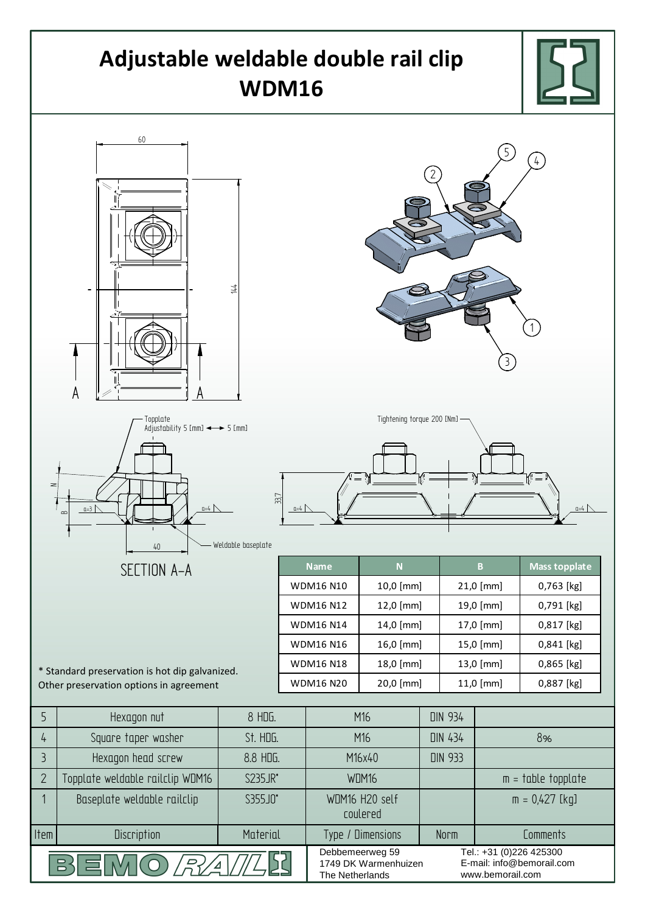# Adjustable weldable double rail clip WDM16

60

144

A A

Topplate
Adjustability 5 [mm] ◄─► 5 [mm]

Tightening torque 200 [Nm]

N

B

a=3

a=4

33,7

a=4

a=4

40

Weldable baseplate

SECTION A-A

| Name | N | B | Mass topplate |
|---|---|---|---|
| WDM16 N10 | 10,0 [mm] | 21,0 [mm] | 0,763 [kg] |
| WDM16 N12 | 12,0 [mm] | 19,0 [mm] | 0,791 [kg] |
| WDM16 N14 | 14,0 [mm] | 17,0 [mm] | 0,817 [kg] |
| WDM16 N16 | 16,0 [mm] | 15,0 [mm] | 0,841 [kg] |
| WDM16 N18 | 18,0 [mm] | 13,0 [mm] | 0,865 [kg] |
| WDM16 N20 | 20,0 [mm] | 11,0 [mm] | 0,887 [kg] |

* Standard preservation is hot dip galvanized.
Other preservation options in agreement

| Item | Discription | Material | Type / Dimensions | Norm | Comments |
|---|---|---|---|---|---|
| 5 | Hexagon nut | 8 HDG. | M16 | DIN 934 | |
| 4 | Square taper washer | St. HDG. | M16 | DIN 434 | 8% |
| 3 | Hexagon head screw | 8.8 HDG. | M16x40 | DIN 933 | |
| 2 | Topplate weldable railclip WDM16 | S235JR* | WDM16 | | m = table topplate |
| 1 | Baseplate weldable railclip | S355J0* | WDM16 H20 self coulered | | m = 0,427 [kg] |

BEMO RAIL

Debbemeerweg 59
1749 DK Warmenhuizen
The Netherlands

Tel.: +31 (0)226 425300
E-mail: info@bemorail.com
www.bemorail.com